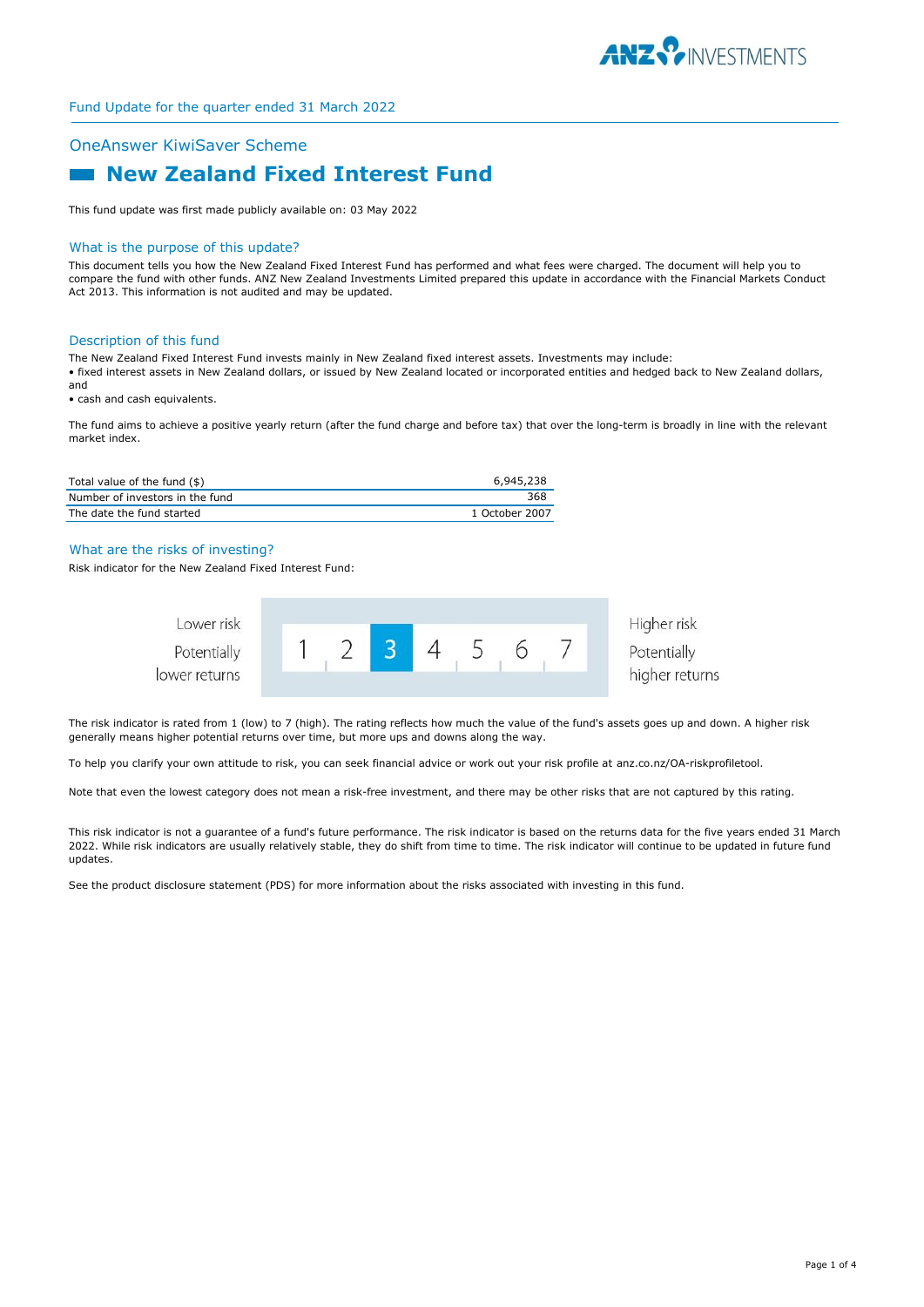Fund Update for the quarter ended 31 March 2022

## OneAnswer KiwiSaver Scheme

# New Zealand Fixed Interest Fund

This fund update was first made publicly available on: 03 May 2022

## What is the purpose of this update?

This document tells you how the New Zealand Fixed Interest Fund has performed and what fees were charged. The document will help you to compare the fund with other funds. ANZ New Zealand Investments Limited prepared this update in accordance with the Financial Markets Conduct Act 2013. This information is not audited and may be updated.

## Description of this fund

The New Zealand Fixed Interest Fund invests mainly in New Zealand fixed interest assets. Investments may include:

- fixed interest assets in New Zealand dollars, or issued by New Zealand located or incorporated entities and hedged back to New Zealand dollars, and
- cash and cash equivalents.

The fund aims to achieve a positive yearly return (after the fund charge and before tax) that over the long-term is broadly in line with the relevant market index.

| | |
|---|---|
| Total value of the fund ($) | 6,945,238 |
| Number of investors in the fund | 368 |
| The date the fund started | 1 October 2007 |

## What are the risks of investing?

Risk indicator for the New Zealand Fixed Interest Fund:

Lower risk
Potentially lower returns

1 2 **3** 4 5 6 7

Higher risk
Potentially higher returns

The risk indicator is rated from 1 (low) to 7 (high). The rating reflects how much the value of the fund's assets goes up and down. A higher risk generally means higher potential returns over time, but more ups and downs along the way.

To help you clarify your own attitude to risk, you can seek financial advice or work out your risk profile at anz.co.nz/OA-riskprofiletool.

Note that even the lowest category does not mean a risk-free investment, and there may be other risks that are not captured by this rating.

This risk indicator is not a guarantee of a fund's future performance. The risk indicator is based on the returns data for the five years ended 31 March 2022. While risk indicators are usually relatively stable, they do shift from time to time. The risk indicator will continue to be updated in future fund updates.

See the product disclosure statement (PDS) for more information about the risks associated with investing in this fund.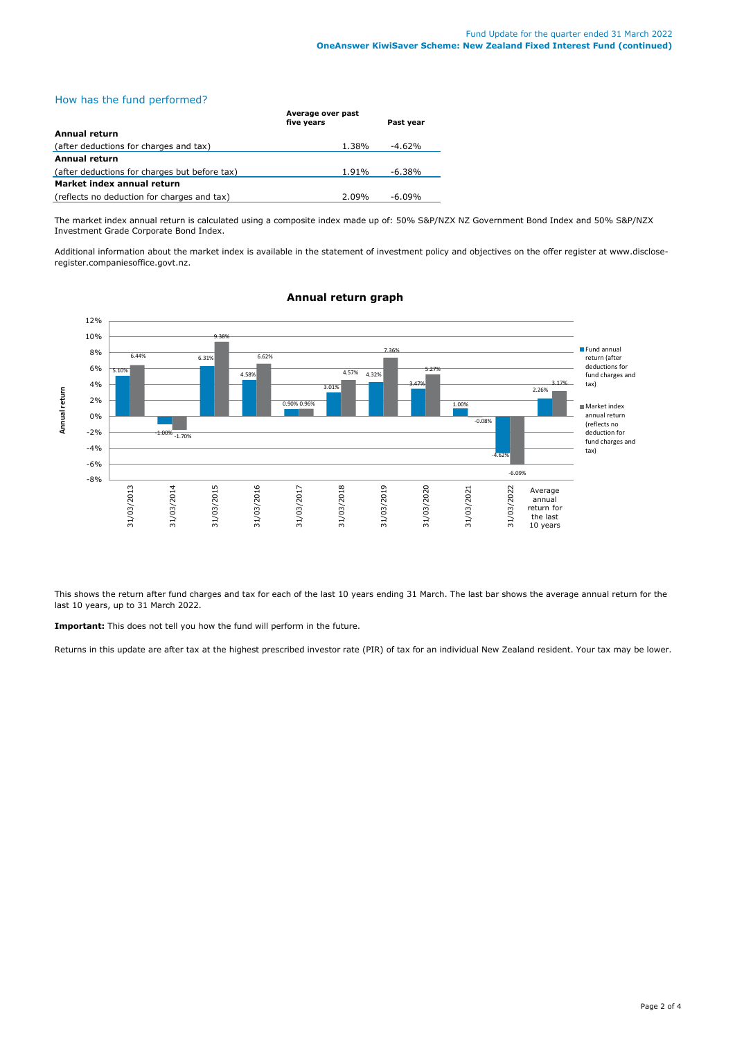## How has the fund performed?

| | Average over past five years | Past year |
|---|---|---|
| **Annual return** | | |
| (after deductions for charges and tax) | 1.38% | -4.62% |
| **Annual return** | | |
| (after deductions for charges but before tax) | 1.91% | -6.38% |
| **Market index annual return** | | |
| (reflects no deduction for charges and tax) | 2.09% | -6.09% |

The market index annual return is calculated using a composite index made up of: 50% S&P/NZX NZ Government Bond Index and 50% S&P/NZX Investment Grade Corporate Bond Index.

Additional information about the market index is available in the statement of investment policy and objectives on the offer register at www.disclose-register.companiesoffice.govt.nz.

**Annual return graph**

Annual return

12%
10%
8%
6%
4%
2%
0%
-2%
-4%
-6%
-8%

31/03/2013: 5.10% 6.44%
31/03/2014: -1.00% -1.70%
31/03/2015: 6.31% 9.38%
31/03/2016: 4.58% 6.62%
31/03/2017: 0.90% 0.96%
31/03/2018: 3.01% 4.57%
31/03/2019: 4.32% 7.36%
31/03/2020: 3.47% 5.27%
31/03/2021: 1.00% -0.08%
31/03/2022: -4.62% -6.09%
Average annual return for the last 10 years: 2.26% 3.17%

Fund annual return (after deductions for fund charges and tax)

Market index annual return (reflects no deduction for fund charges and tax)

This shows the return after fund charges and tax for each of the last 10 years ending 31 March. The last bar shows the average annual return for the last 10 years, up to 31 March 2022.

**Important:** This does not tell you how the fund will perform in the future.

Returns in this update are after tax at the highest prescribed investor rate (PIR) of tax for an individual New Zealand resident. Your tax may be lower.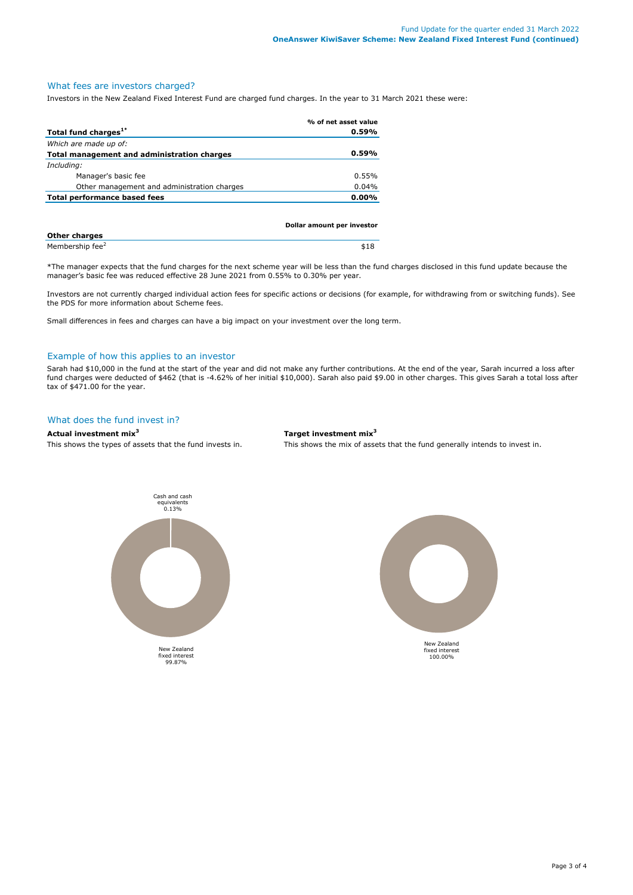## What fees are investors charged?

Investors in the New Zealand Fixed Interest Fund are charged fund charges. In the year to 31 March 2021 these were:

| | % of net asset value |
|---|---|
| **Total fund charges[1*]** | **0.59%** |
| *Which are made up of:* | |
| **Total management and administration charges** | **0.59%** |
| *Including:* | |
| Manager's basic fee | 0.55% |
| Other management and administration charges | 0.04% |
| **Total performance based fees** | **0.00%** |

| | Dollar amount per investor |
|---|---|
| **Other charges** | |
| Membership fee[2] | $18 |

*The manager expects that the fund charges for the next scheme year will be less than the fund charges disclosed in this fund update because the manager's basic fee was reduced effective 28 June 2021 from 0.55% to 0.30% per year.

Investors are not currently charged individual action fees for specific actions or decisions (for example, for withdrawing from or switching funds). See the PDS for more information about Scheme fees.

Small differences in fees and charges can have a big impact on your investment over the long term.

## Example of how this applies to an investor

Sarah had $10,000 in the fund at the start of the year and did not make any further contributions. At the end of the year, Sarah incurred a loss after fund charges were deducted of $462 (that is -4.62% of her initial $10,000). Sarah also paid $9.00 in other charges. This gives Sarah a total loss after tax of $471.00 for the year.

## What does the fund invest in?

**Actual investment mix[3]**

This shows the types of assets that the fund invests in.

Cash and cash equivalents 0.13%

New Zealand fixed interest 99.87%

**Target investment mix[3]**

This shows the mix of assets that the fund generally intends to invest in.

New Zealand fixed interest 100.00%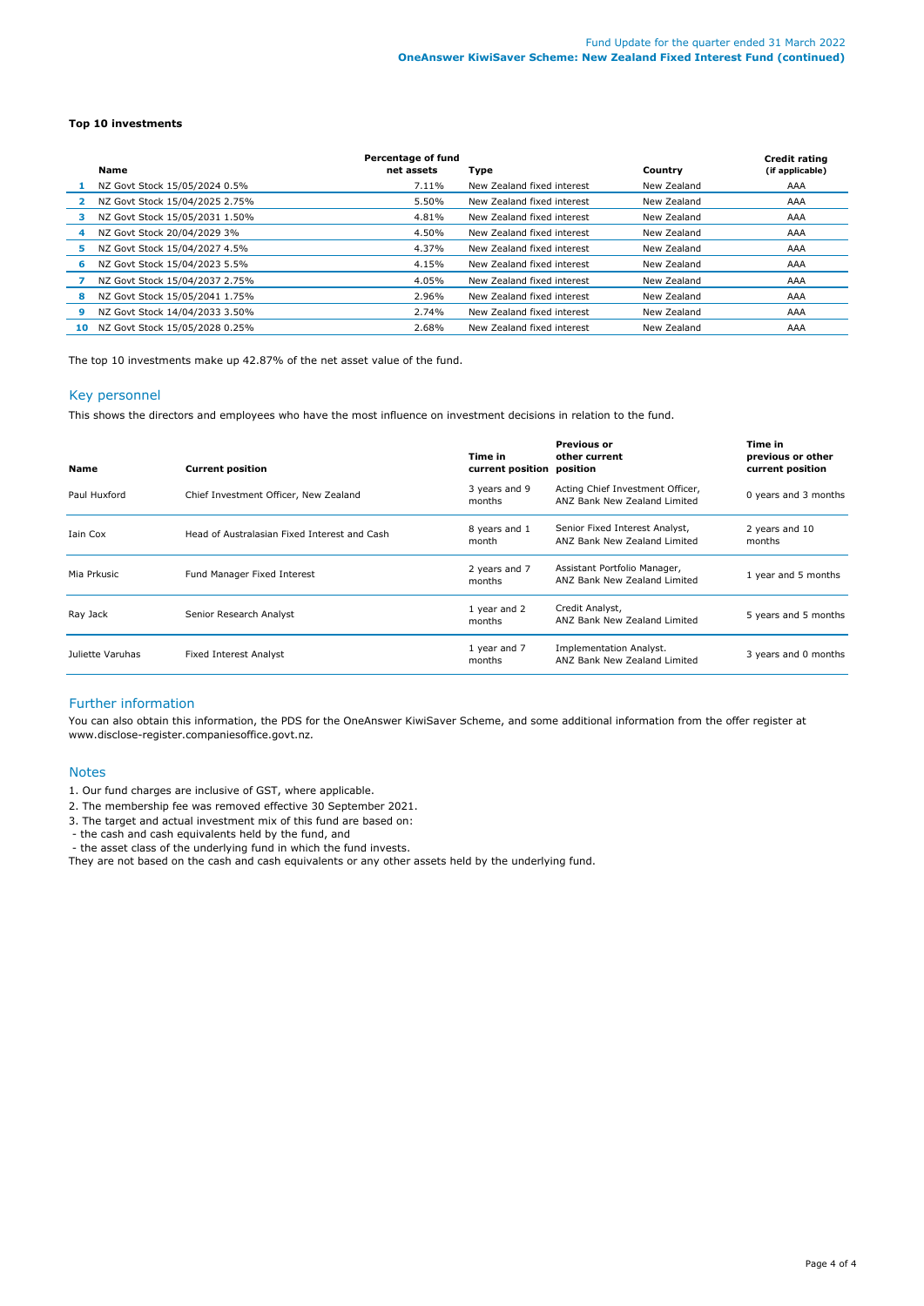### Top 10 investments

| | Name | Percentage of fund net assets | Type | Country | Credit rating (if applicable) |
|---|---|---|---|---|---|
| 1 | NZ Govt Stock 15/05/2024 0.5% | 7.11% | New Zealand fixed interest | New Zealand | AAA |
| 2 | NZ Govt Stock 15/04/2025 2.75% | 5.50% | New Zealand fixed interest | New Zealand | AAA |
| 3 | NZ Govt Stock 15/05/2031 1.50% | 4.81% | New Zealand fixed interest | New Zealand | AAA |
| 4 | NZ Govt Stock 20/04/2029 3% | 4.50% | New Zealand fixed interest | New Zealand | AAA |
| 5 | NZ Govt Stock 15/04/2027 4.5% | 4.37% | New Zealand fixed interest | New Zealand | AAA |
| 6 | NZ Govt Stock 15/04/2023 5.5% | 4.15% | New Zealand fixed interest | New Zealand | AAA |
| 7 | NZ Govt Stock 15/04/2037 2.75% | 4.05% | New Zealand fixed interest | New Zealand | AAA |
| 8 | NZ Govt Stock 15/05/2041 1.75% | 2.96% | New Zealand fixed interest | New Zealand | AAA |
| 9 | NZ Govt Stock 14/04/2033 3.50% | 2.74% | New Zealand fixed interest | New Zealand | AAA |
| 10 | NZ Govt Stock 15/05/2028 0.25% | 2.68% | New Zealand fixed interest | New Zealand | AAA |

The top 10 investments make up 42.87% of the net asset value of the fund.

## Key personnel

This shows the directors and employees who have the most influence on investment decisions in relation to the fund.

| Name | Current position | Time in current position | Previous or other current position | Time in previous or other current position |
|---|---|---|---|---|
| Paul Huxford | Chief Investment Officer, New Zealand | 3 years and 9 months | Acting Chief Investment Officer, ANZ Bank New Zealand Limited | 0 years and 3 months |
| Iain Cox | Head of Australasian Fixed Interest and Cash | 8 years and 1 month | Senior Fixed Interest Analyst, ANZ Bank New Zealand Limited | 2 years and 10 months |
| Mia Prkusic | Fund Manager Fixed Interest | 2 years and 7 months | Assistant Portfolio Manager, ANZ Bank New Zealand Limited | 1 year and 5 months |
| Ray Jack | Senior Research Analyst | 1 year and 2 months | Credit Analyst, ANZ Bank New Zealand Limited | 5 years and 5 months |
| Juliette Varuhas | Fixed Interest Analyst | 1 year and 7 months | Implementation Analyst. ANZ Bank New Zealand Limited | 3 years and 0 months |

## Further information

You can also obtain this information, the PDS for the OneAnswer KiwiSaver Scheme, and some additional information from the offer register at www.disclose-register.companiesoffice.govt.nz.

## Notes

1. Our fund charges are inclusive of GST, where applicable.
2. The membership fee was removed effective 30 September 2021.
3. The target and actual investment mix of this fund are based on:
 - the cash and cash equivalents held by the fund, and
 - the asset class of the underlying fund in which the fund invests.

They are not based on the cash and cash equivalents or any other assets held by the underlying fund.